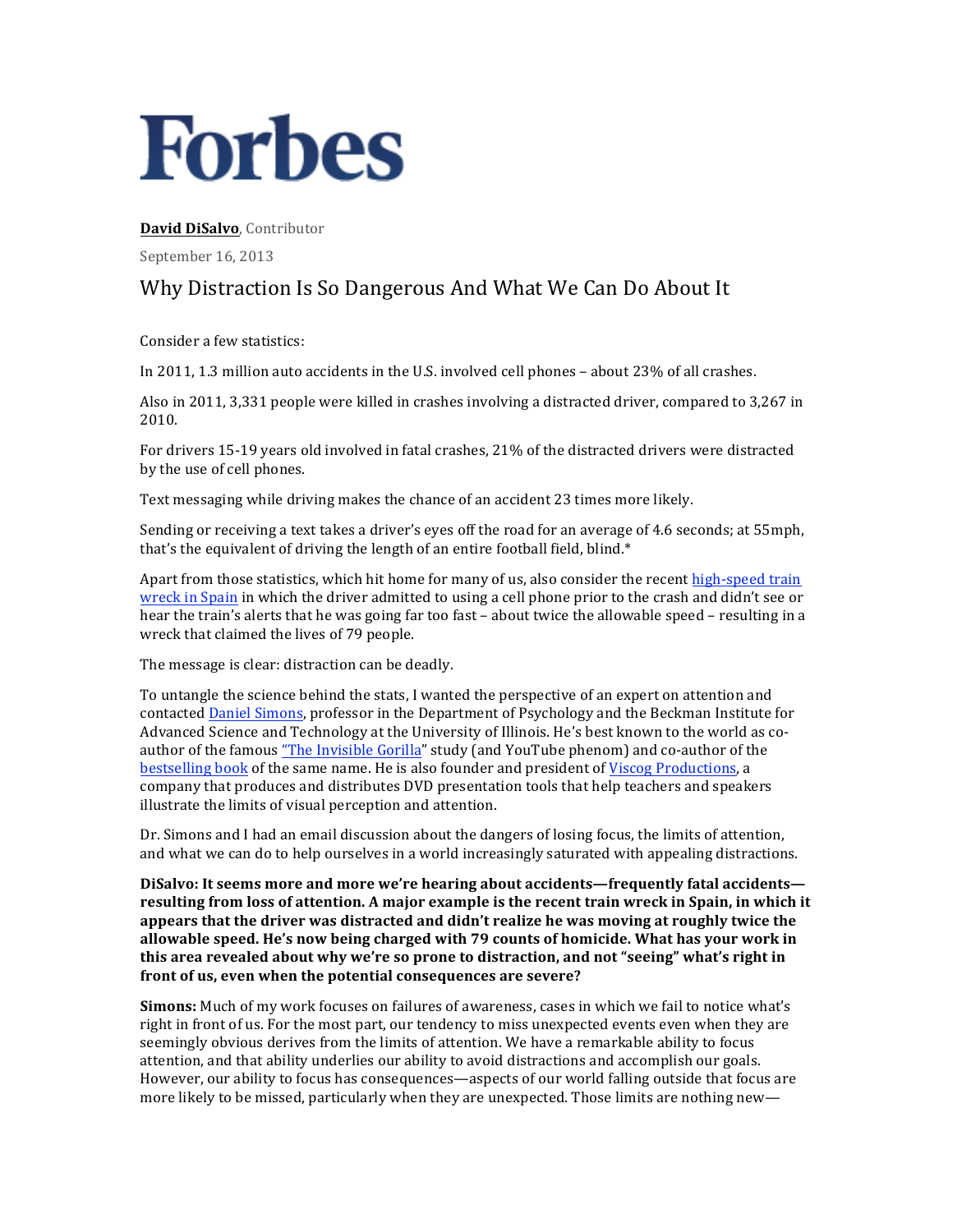# Forbes

**David DiSalvo**, Contributor

September 16, 2013

## Why Distraction Is So Dangerous And What We Can Do About It

Consider a few statistics:

In 2011, 1.3 million auto accidents in the U.S. involved cell phones – about 23% of all crashes.

Also in 2011, 3,331 people were killed in crashes involving a distracted driver, compared to 3,267 in 2010.

For drivers 15-19 years old involved in fatal crashes, 21% of the distracted drivers were distracted by the use of cell phones.

Text messaging while driving makes the chance of an accident 23 times more likely.

Sending or receiving a text takes a driver's eyes off the road for an average of 4.6 seconds; at 55mph, that's the equivalent of driving the length of an entire football field, blind.*

Apart from those statistics, which hit home for many of us, also consider the recent high-speed train wreck in Spain in which the driver admitted to using a cell phone prior to the crash and didn't see or hear the train's alerts that he was going far too fast – about twice the allowable speed – resulting in a wreck that claimed the lives of 79 people.

The message is clear: distraction can be deadly.

To untangle the science behind the stats, I wanted the perspective of an expert on attention and contacted Daniel Simons, professor in the Department of Psychology and the Beckman Institute for Advanced Science and Technology at the University of Illinois. He's best known to the world as co-author of the famous "The Invisible Gorilla" study (and YouTube phenom) and co-author of the bestselling book of the same name. He is also founder and president of Viscog Productions, a company that produces and distributes DVD presentation tools that help teachers and speakers illustrate the limits of visual perception and attention.

Dr. Simons and I had an email discussion about the dangers of losing focus, the limits of attention, and what we can do to help ourselves in a world increasingly saturated with appealing distractions.

**DiSalvo: It seems more and more we're hearing about accidents—frequently fatal accidents—resulting from loss of attention. A major example is the recent train wreck in Spain, in which it appears that the driver was distracted and didn't realize he was moving at roughly twice the allowable speed. He's now being charged with 79 counts of homicide. What has your work in this area revealed about why we're so prone to distraction, and not "seeing" what's right in front of us, even when the potential consequences are severe?**

**Simons:** Much of my work focuses on failures of awareness, cases in which we fail to notice what's right in front of us. For the most part, our tendency to miss unexpected events even when they are seemingly obvious derives from the limits of attention. We have a remarkable ability to focus attention, and that ability underlies our ability to avoid distractions and accomplish our goals. However, our ability to focus has consequences—aspects of our world falling outside that focus are more likely to be missed, particularly when they are unexpected. Those limits are nothing new—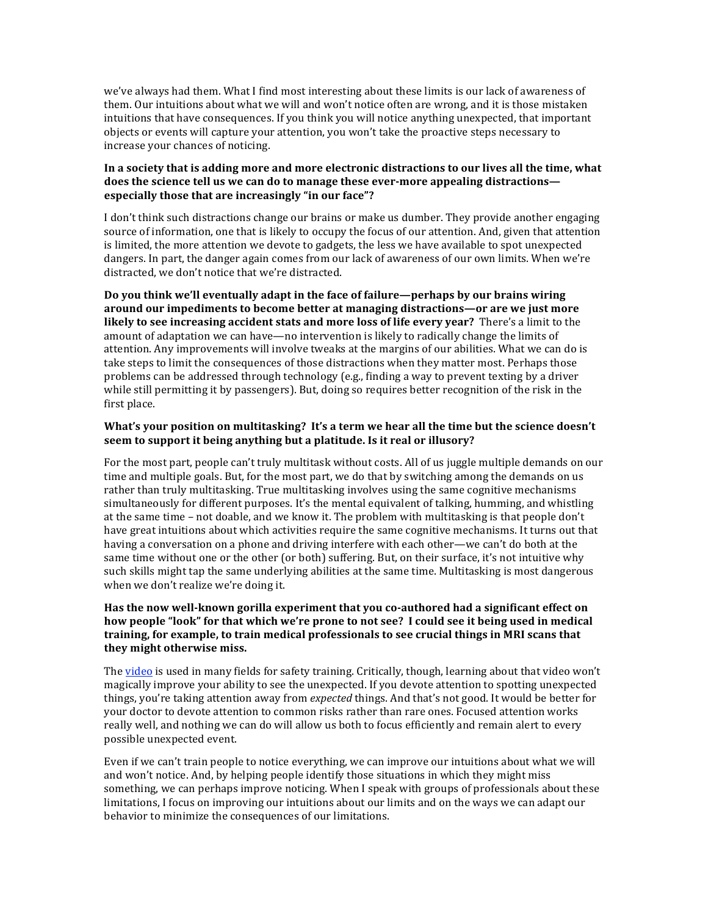we've always had them. What I find most interesting about these limits is our lack of awareness of them. Our intuitions about what we will and won't notice often are wrong, and it is those mistaken intuitions that have consequences. If you think you will notice anything unexpected, that important objects or events will capture your attention, you won't take the proactive steps necessary to increase your chances of noticing.

**In a society that is adding more and more electronic distractions to our lives all the time, what does the science tell us we can do to manage these ever-more appealing distractions—especially those that are increasingly "in our face"?**

I don't think such distractions change our brains or make us dumber. They provide another engaging source of information, one that is likely to occupy the focus of our attention. And, given that attention is limited, the more attention we devote to gadgets, the less we have available to spot unexpected dangers. In part, the danger again comes from our lack of awareness of our own limits. When we're distracted, we don't notice that we're distracted.

**Do you think we'll eventually adapt in the face of failure—perhaps by our brains wiring around our impediments to become better at managing distractions—or are we just more likely to see increasing accident stats and more loss of life every year?** There's a limit to the amount of adaptation we can have—no intervention is likely to radically change the limits of attention. Any improvements will involve tweaks at the margins of our abilities. What we can do is take steps to limit the consequences of those distractions when they matter most. Perhaps those problems can be addressed through technology (e.g., finding a way to prevent texting by a driver while still permitting it by passengers). But, doing so requires better recognition of the risk in the first place.

**What's your position on multitasking? It's a term we hear all the time but the science doesn't seem to support it being anything but a platitude. Is it real or illusory?**

For the most part, people can't truly multitask without costs. All of us juggle multiple demands on our time and multiple goals. But, for the most part, we do that by switching among the demands on us rather than truly multitasking. True multitasking involves using the same cognitive mechanisms simultaneously for different purposes. It's the mental equivalent of talking, humming, and whistling at the same time – not doable, and we know it. The problem with multitasking is that people don't have great intuitions about which activities require the same cognitive mechanisms. It turns out that having a conversation on a phone and driving interfere with each other—we can't do both at the same time without one or the other (or both) suffering. But, on their surface, it's not intuitive why such skills might tap the same underlying abilities at the same time. Multitasking is most dangerous when we don't realize we're doing it.

**Has the now well-known gorilla experiment that you co-authored had a significant effect on how people "look" for that which we're prone to not see? I could see it being used in medical training, for example, to train medical professionals to see crucial things in MRI scans that they might otherwise miss.**

The video is used in many fields for safety training. Critically, though, learning about that video won't magically improve your ability to see the unexpected. If you devote attention to spotting unexpected things, you're taking attention away from *expected* things. And that's not good. It would be better for your doctor to devote attention to common risks rather than rare ones. Focused attention works really well, and nothing we can do will allow us both to focus efficiently and remain alert to every possible unexpected event.

Even if we can't train people to notice everything, we can improve our intuitions about what we will and won't notice. And, by helping people identify those situations in which they might miss something, we can perhaps improve noticing. When I speak with groups of professionals about these limitations, I focus on improving our intuitions about our limits and on the ways we can adapt our behavior to minimize the consequences of our limitations.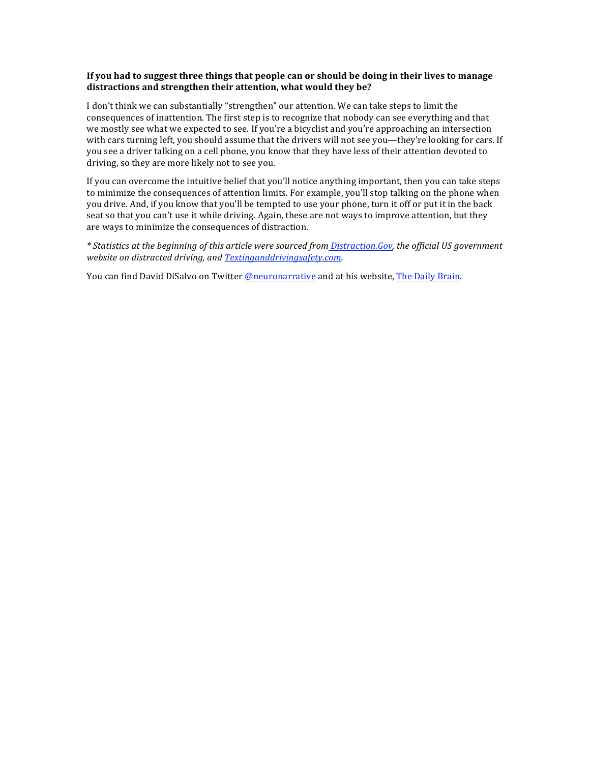**If you had to suggest three things that people can or should be doing in their lives to manage distractions and strengthen their attention, what would they be?**

I don't think we can substantially "strengthen" our attention. We can take steps to limit the consequences of inattention. The first step is to recognize that nobody can see everything and that we mostly see what we expected to see. If you're a bicyclist and you're approaching an intersection with cars turning left, you should assume that the drivers will not see you—they're looking for cars. If you see a driver talking on a cell phone, you know that they have less of their attention devoted to driving, so they are more likely not to see you.

If you can overcome the intuitive belief that you'll notice anything important, then you can take steps to minimize the consequences of attention limits. For example, you'll stop talking on the phone when you drive. And, if you know that you'll be tempted to use your phone, turn it off or put it in the back seat so that you can't use it while driving. Again, these are not ways to improve attention, but they are ways to minimize the consequences of distraction.

*\* Statistics at the beginning of this article were sourced from [Distraction.Gov](), the official US government website on distracted driving, and [Textinganddrivingsafety.com]().*

You can find David DiSalvo on Twitter [@neuronarrative]() and at his website, [The Daily Brain]().